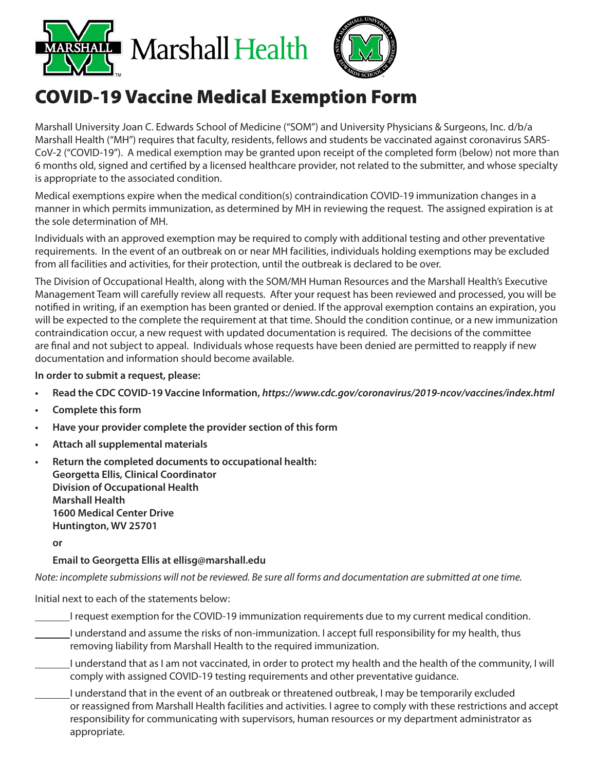Marshall Health

# COVID-19 Vaccine Medical Exemption Form

Marshall University Joan C. Edwards School of Medicine ("SOM") and University Physicians & Surgeons, Inc. d/b/a Marshall Health ("MH") requires that faculty, residents, fellows and students be vaccinated against coronavirus SARS-CoV-2 ("COVID-19"). A medical exemption may be granted upon receipt of the completed form (below) not more than 6 months old, signed and certified by a licensed healthcare provider, not related to the submitter, and whose specialty is appropriate to the associated condition.

Medical exemptions expire when the medical condition(s) contraindication COVID-19 immunization changes in a manner in which permits immunization, as determined by MH in reviewing the request. The assigned expiration is at the sole determination of MH.

Individuals with an approved exemption may be required to comply with additional testing and other preventative requirements. In the event of an outbreak on or near MH facilities, individuals holding exemptions may be excluded from all facilities and activities, for their protection, until the outbreak is declared to be over.

The Division of Occupational Health, along with the SOM/MH Human Resources and the Marshall Health's Executive Management Team will carefully review all requests. After your request has been reviewed and processed, you will be notified in writing, if an exemption has been granted or denied. If the approval exemption contains an expiration, you will be expected to the complete the requirement at that time. Should the condition continue, or a new immunization contraindication occur, a new request with updated documentation is required. The decisions of the committee are final and not subject to appeal. Individuals whose requests have been denied are permitted to reapply if new documentation and information should become available.

**In order to submit a request, please:**

- **Read the CDC COVID-19 Vaccine Information, *https://www.cdc.gov/coronavirus/2019-ncov/vaccines/index.html***
- **Complete this form**
- **Have your provider complete the provider section of this form**
- **Attach all supplemental materials**
- **Return the completed documents to occupational health:**
  **Georgetta Ellis, Clinical Coordinator**
  **Division of Occupational Health**
  **Marshall Health**
  **1600 Medical Center Drive**
  **Huntington, WV 25701**

  **or**

  **Email to Georgetta Ellis at ellisg@marshall.edu**

*Note: incomplete submissions will not be reviewed. Be sure all forms and documentation are submitted at one time.*

Initial next to each of the statements below:

_______ I request exemption for the COVID-19 immunization requirements due to my current medical condition.

_______ I understand and assume the risks of non-immunization. I accept full responsibility for my health, thus removing liability from Marshall Health to the required immunization.

_______ I understand that as I am not vaccinated, in order to protect my health and the health of the community, I will comply with assigned COVID-19 testing requirements and other preventative guidance.

_______ I understand that in the event of an outbreak or threatened outbreak, I may be temporarily excluded or reassigned from Marshall Health facilities and activities. I agree to comply with these restrictions and accept responsibility for communicating with supervisors, human resources or my department administrator as appropriate.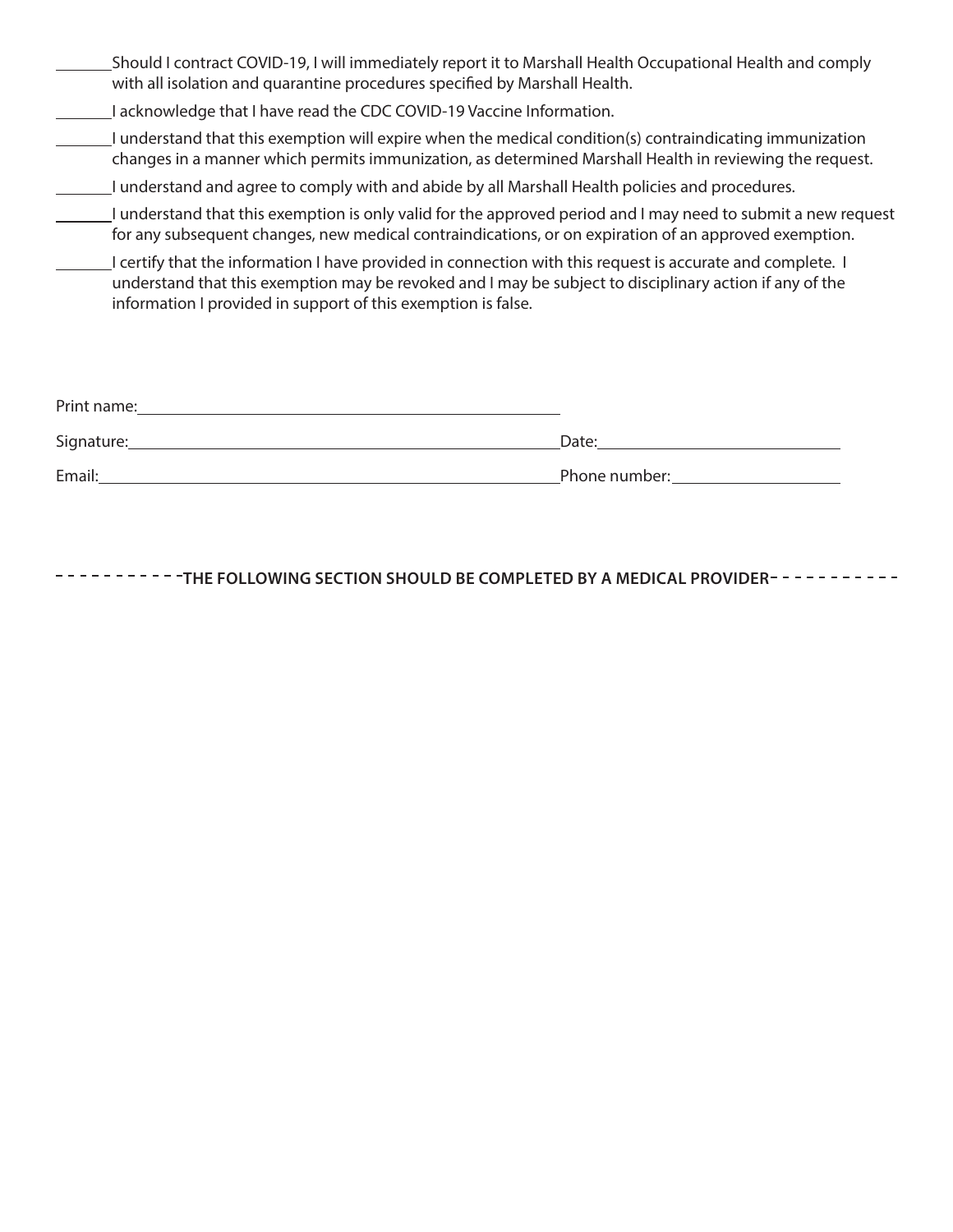_______ Should I contract COVID-19, I will immediately report it to Marshall Health Occupational Health and comply with all isolation and quarantine procedures specified by Marshall Health.

_______ I acknowledge that I have read the CDC COVID-19 Vaccine Information.

_______ I understand that this exemption will expire when the medical condition(s) contraindicating immunization changes in a manner which permits immunization, as determined Marshall Health in reviewing the request.

_______ I understand and agree to comply with and abide by all Marshall Health policies and procedures.

_______ I understand that this exemption is only valid for the approved period and I may need to submit a new request for any subsequent changes, new medical contraindications, or on expiration of an approved exemption.

_______ I certify that the information I have provided in connection with this request is accurate and complete. I understand that this exemption may be revoked and I may be subject to disciplinary action if any of the information I provided in support of this exemption is false.

Print name: ________________________________________________

Signature: ________________________________________________ Date: ____________________________

Email: ___________________________________________________ Phone number: ____________________

---------- **THE FOLLOWING SECTION SHOULD BE COMPLETED BY A MEDICAL PROVIDER** ----------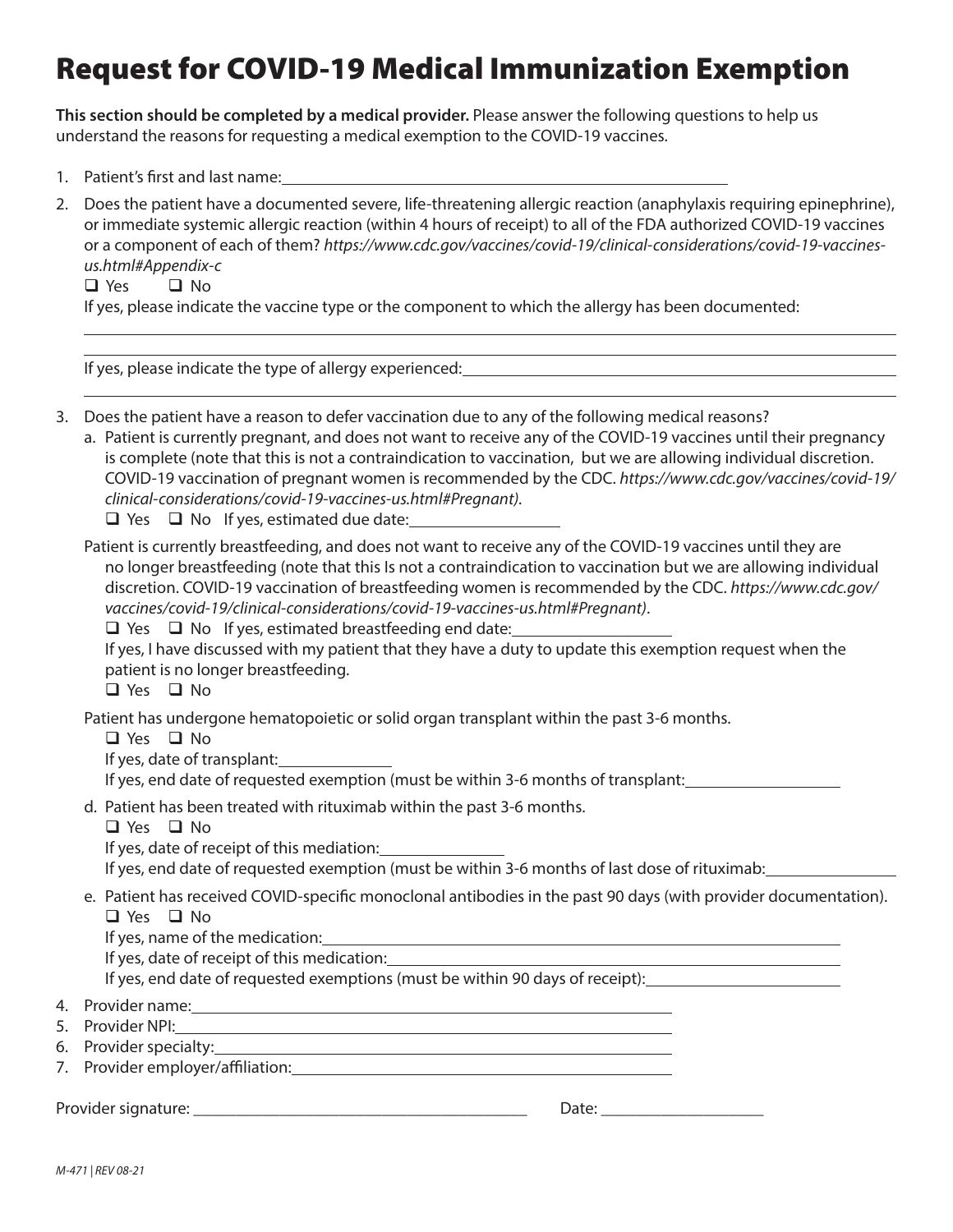# Request for COVID-19 Medical Immunization Exemption

**This section should be completed by a medical provider.** Please answer the following questions to help us understand the reasons for requesting a medical exemption to the COVID-19 vaccines.

1. Patient's first and last name: ______________________________

2. Does the patient have a documented severe, life-threatening allergic reaction (anaphylaxis requiring epinephrine), or immediate systemic allergic reaction (within 4 hours of receipt) to all of the FDA authorized COVID-19 vaccines or a component of each of them? *https://www.cdc.gov/vaccines/covid-19/clinical-considerations/covid-19-vaccines-us.html#Appendix-c*

   ❑ Yes ❑ No

   If yes, please indicate the vaccine type or the component to which the allergy has been documented:

   ______________________________

   ______________________________

   If yes, please indicate the type of allergy experienced: ______________________________

   ______________________________

3. Does the patient have a reason to defer vaccination due to any of the following medical reasons?

   a. Patient is currently pregnant, and does not want to receive any of the COVID-19 vaccines until their pregnancy is complete (note that this is not a contraindication to vaccination, but we are allowing individual discretion. COVID-19 vaccination of pregnant women is recommended by the CDC. *https://www.cdc.gov/vaccines/covid-19/clinical-considerations/covid-19-vaccines-us.html#Pregnant)*.

   ❑ Yes ❑ No If yes, estimated due date: ______________

   Patient is currently breastfeeding, and does not want to receive any of the COVID-19 vaccines until they are no longer breastfeeding (note that this Is not a contraindication to vaccination but we are allowing individual discretion. COVID-19 vaccination of breastfeeding women is recommended by the CDC. *https://www.cdc.gov/vaccines/covid-19/clinical-considerations/covid-19-vaccines-us.html#Pregnant)*.

   ❑ Yes ❑ No If yes, estimated breastfeeding end date: ______________

   If yes, I have discussed with my patient that they have a duty to update this exemption request when the patient is no longer breastfeeding.

   ❑ Yes ❑ No

   Patient has undergone hematopoietic or solid organ transplant within the past 3-6 months.

   ❑ Yes ❑ No

   If yes, date of transplant: ______________

   If yes, end date of requested exemption (must be within 3-6 months of transplant: ______________

   d. Patient has been treated with rituximab within the past 3-6 months.

   ❑ Yes ❑ No

   If yes, date of receipt of this mediation: ______________

   If yes, end date of requested exemption (must be within 3-6 months of last dose of rituximab: ______________

   e. Patient has received COVID-specific monoclonal antibodies in the past 90 days (with provider documentation).

   ❑ Yes ❑ No

   If yes, name of the medication: ______________________________

   If yes, date of receipt of this medication: ______________________________

   If yes, end date of requested exemptions (must be within 90 days of receipt): ______________

4. Provider name: ______________________________
5. Provider NPI: ______________________________
6. Provider specialty: ______________________________
7. Provider employer/affiliation: ______________________________

Provider signature: ______________________________ Date: ______________

M-471 | REV 08-21